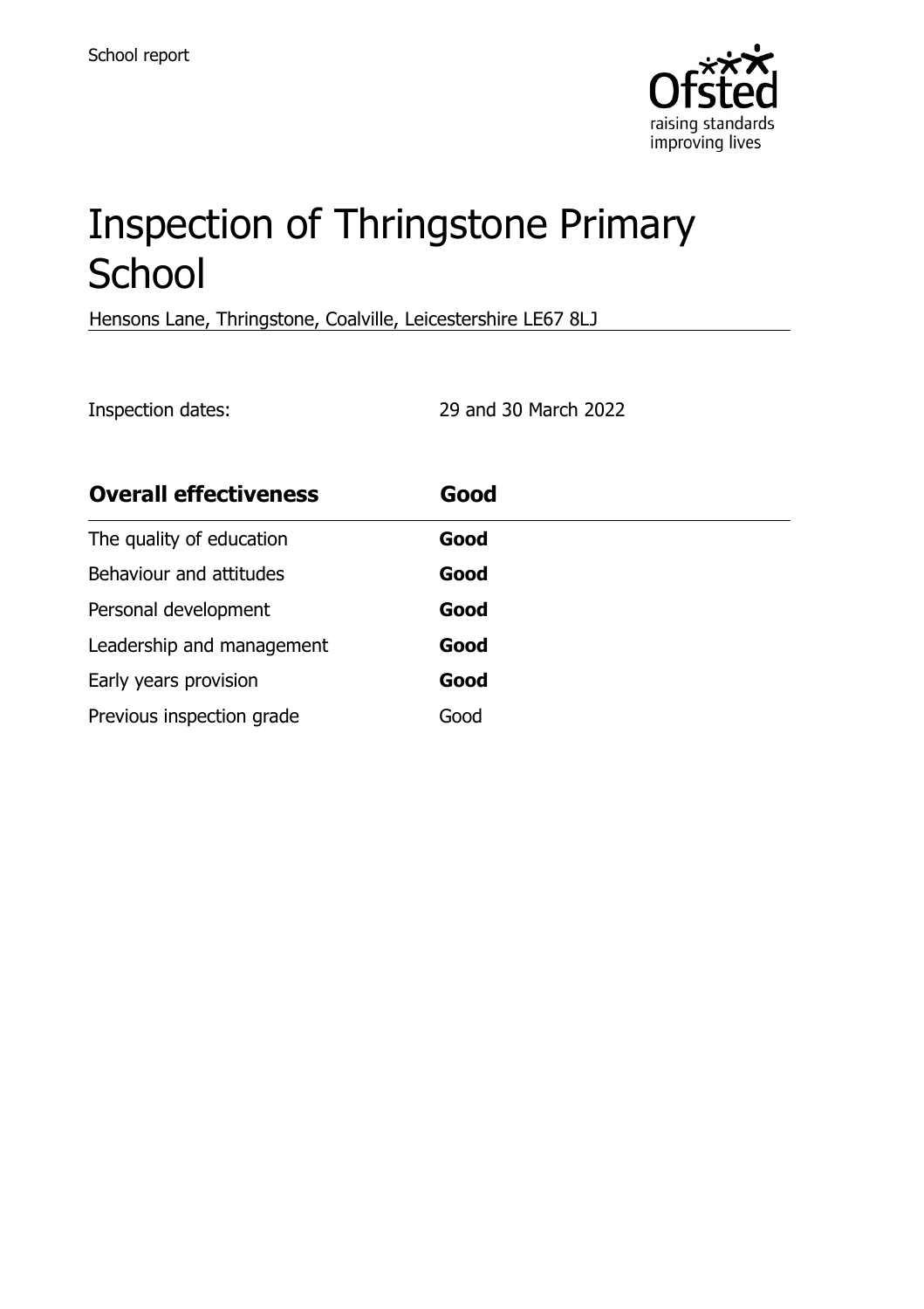School report

# Inspection of Thringstone Primary School

Hensons Lane, Thringstone, Coalville, Leicestershire LE67 8LJ

Inspection dates: 29 and 30 March 2022

| **Overall effectiveness** | **Good** |
| --- | --- |
| The quality of education | **Good** |
| Behaviour and attitudes | **Good** |
| Personal development | **Good** |
| Leadership and management | **Good** |
| Early years provision | **Good** |
| Previous inspection grade | Good |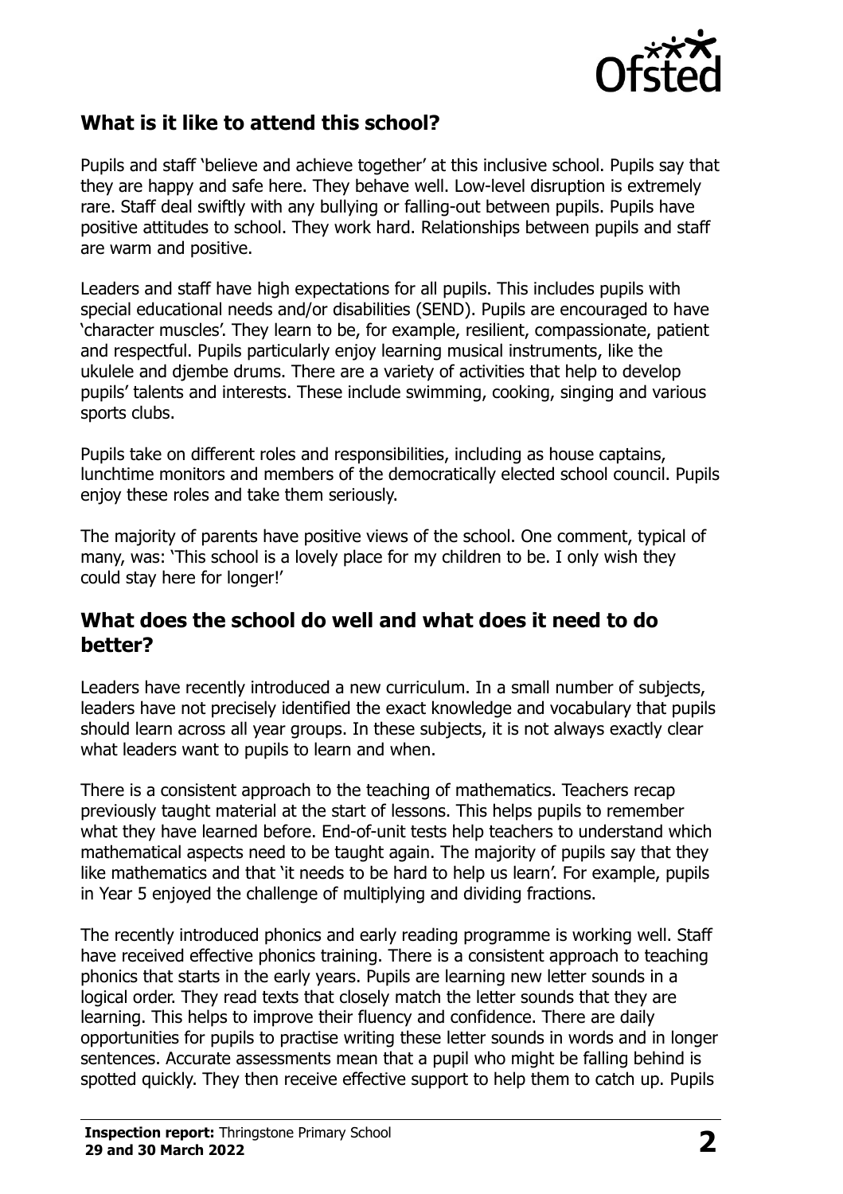## What is it like to attend this school?

Pupils and staff 'believe and achieve together' at this inclusive school. Pupils say that they are happy and safe here. They behave well. Low-level disruption is extremely rare. Staff deal swiftly with any bullying or falling-out between pupils. Pupils have positive attitudes to school. They work hard. Relationships between pupils and staff are warm and positive.

Leaders and staff have high expectations for all pupils. This includes pupils with special educational needs and/or disabilities (SEND). Pupils are encouraged to have 'character muscles'. They learn to be, for example, resilient, compassionate, patient and respectful. Pupils particularly enjoy learning musical instruments, like the ukulele and djembe drums. There are a variety of activities that help to develop pupils' talents and interests. These include swimming, cooking, singing and various sports clubs.

Pupils take on different roles and responsibilities, including as house captains, lunchtime monitors and members of the democratically elected school council. Pupils enjoy these roles and take them seriously.

The majority of parents have positive views of the school. One comment, typical of many, was: 'This school is a lovely place for my children to be. I only wish they could stay here for longer!'

## What does the school do well and what does it need to do better?

Leaders have recently introduced a new curriculum. In a small number of subjects, leaders have not precisely identified the exact knowledge and vocabulary that pupils should learn across all year groups. In these subjects, it is not always exactly clear what leaders want to pupils to learn and when.

There is a consistent approach to the teaching of mathematics. Teachers recap previously taught material at the start of lessons. This helps pupils to remember what they have learned before. End-of-unit tests help teachers to understand which mathematical aspects need to be taught again. The majority of pupils say that they like mathematics and that 'it needs to be hard to help us learn'. For example, pupils in Year 5 enjoyed the challenge of multiplying and dividing fractions.

The recently introduced phonics and early reading programme is working well. Staff have received effective phonics training. There is a consistent approach to teaching phonics that starts in the early years. Pupils are learning new letter sounds in a logical order. They read texts that closely match the letter sounds that they are learning. This helps to improve their fluency and confidence. There are daily opportunities for pupils to practise writing these letter sounds in words and in longer sentences. Accurate assessments mean that a pupil who might be falling behind is spotted quickly. They then receive effective support to help them to catch up. Pupils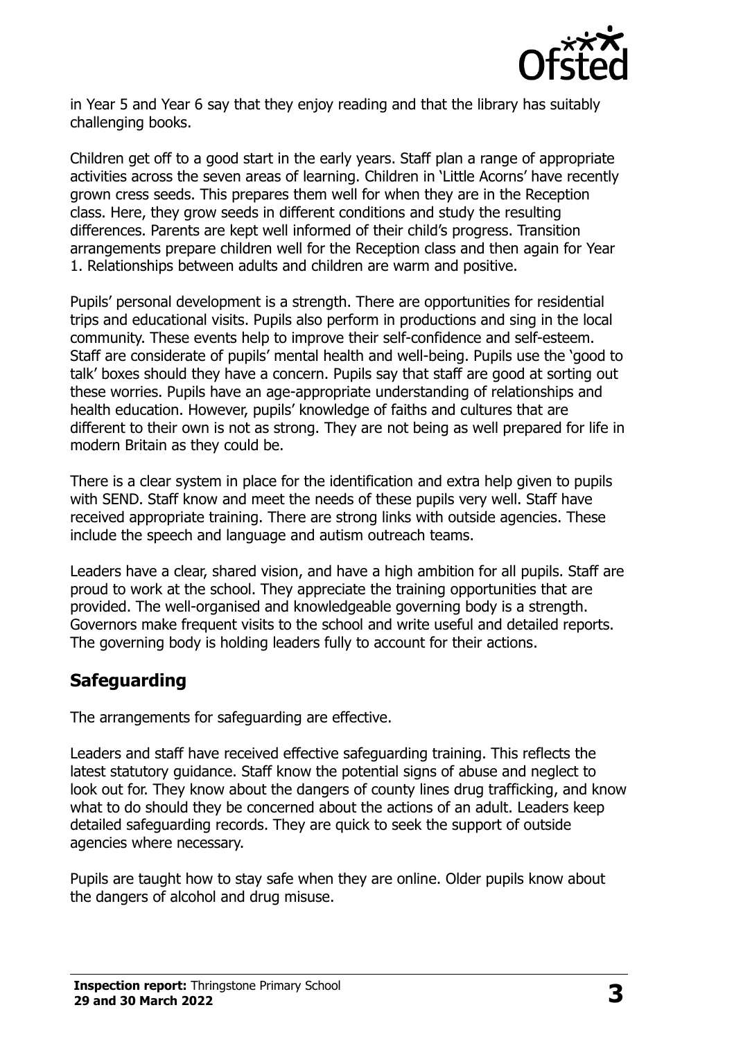in Year 5 and Year 6 say that they enjoy reading and that the library has suitably challenging books.

Children get off to a good start in the early years. Staff plan a range of appropriate activities across the seven areas of learning. Children in 'Little Acorns' have recently grown cress seeds. This prepares them well for when they are in the Reception class. Here, they grow seeds in different conditions and study the resulting differences. Parents are kept well informed of their child's progress. Transition arrangements prepare children well for the Reception class and then again for Year 1. Relationships between adults and children are warm and positive.

Pupils' personal development is a strength. There are opportunities for residential trips and educational visits. Pupils also perform in productions and sing in the local community. These events help to improve their self-confidence and self-esteem. Staff are considerate of pupils' mental health and well-being. Pupils use the 'good to talk' boxes should they have a concern. Pupils say that staff are good at sorting out these worries. Pupils have an age-appropriate understanding of relationships and health education. However, pupils' knowledge of faiths and cultures that are different to their own is not as strong. They are not being as well prepared for life in modern Britain as they could be.

There is a clear system in place for the identification and extra help given to pupils with SEND. Staff know and meet the needs of these pupils very well. Staff have received appropriate training. There are strong links with outside agencies. These include the speech and language and autism outreach teams.

Leaders have a clear, shared vision, and have a high ambition for all pupils. Staff are proud to work at the school. They appreciate the training opportunities that are provided. The well-organised and knowledgeable governing body is a strength. Governors make frequent visits to the school and write useful and detailed reports. The governing body is holding leaders fully to account for their actions.

## Safeguarding

The arrangements for safeguarding are effective.

Leaders and staff have received effective safeguarding training. This reflects the latest statutory guidance. Staff know the potential signs of abuse and neglect to look out for. They know about the dangers of county lines drug trafficking, and know what to do should they be concerned about the actions of an adult. Leaders keep detailed safeguarding records. They are quick to seek the support of outside agencies where necessary.

Pupils are taught how to stay safe when they are online. Older pupils know about the dangers of alcohol and drug misuse.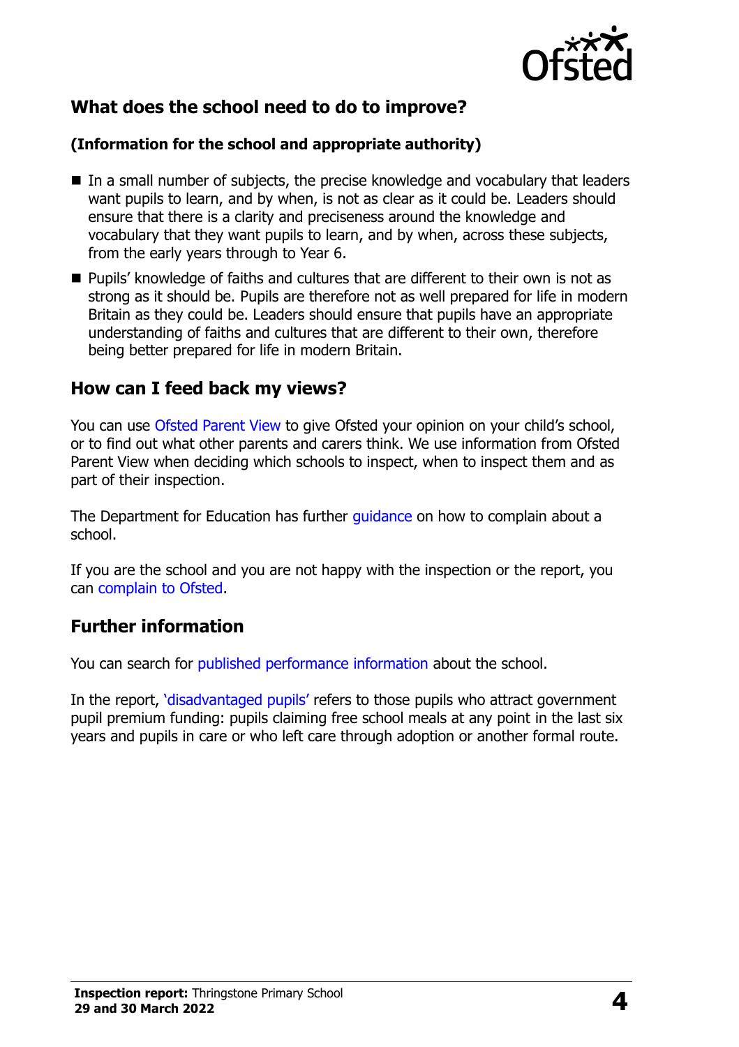## What does the school need to do to improve?

**(Information for the school and appropriate authority)**

- In a small number of subjects, the precise knowledge and vocabulary that leaders want pupils to learn, and by when, is not as clear as it could be. Leaders should ensure that there is a clarity and preciseness around the knowledge and vocabulary that they want pupils to learn, and by when, across these subjects, from the early years through to Year 6.
- Pupils' knowledge of faiths and cultures that are different to their own is not as strong as it should be. Pupils are therefore not as well prepared for life in modern Britain as they could be. Leaders should ensure that pupils have an appropriate understanding of faiths and cultures that are different to their own, therefore being better prepared for life in modern Britain.

## How can I feed back my views?

You can use Ofsted Parent View to give Ofsted your opinion on your child's school, or to find out what other parents and carers think. We use information from Ofsted Parent View when deciding which schools to inspect, when to inspect them and as part of their inspection.

The Department for Education has further guidance on how to complain about a school.

If you are the school and you are not happy with the inspection or the report, you can complain to Ofsted.

## Further information

You can search for published performance information about the school.

In the report, 'disadvantaged pupils' refers to those pupils who attract government pupil premium funding: pupils claiming free school meals at any point in the last six years and pupils in care or who left care through adoption or another formal route.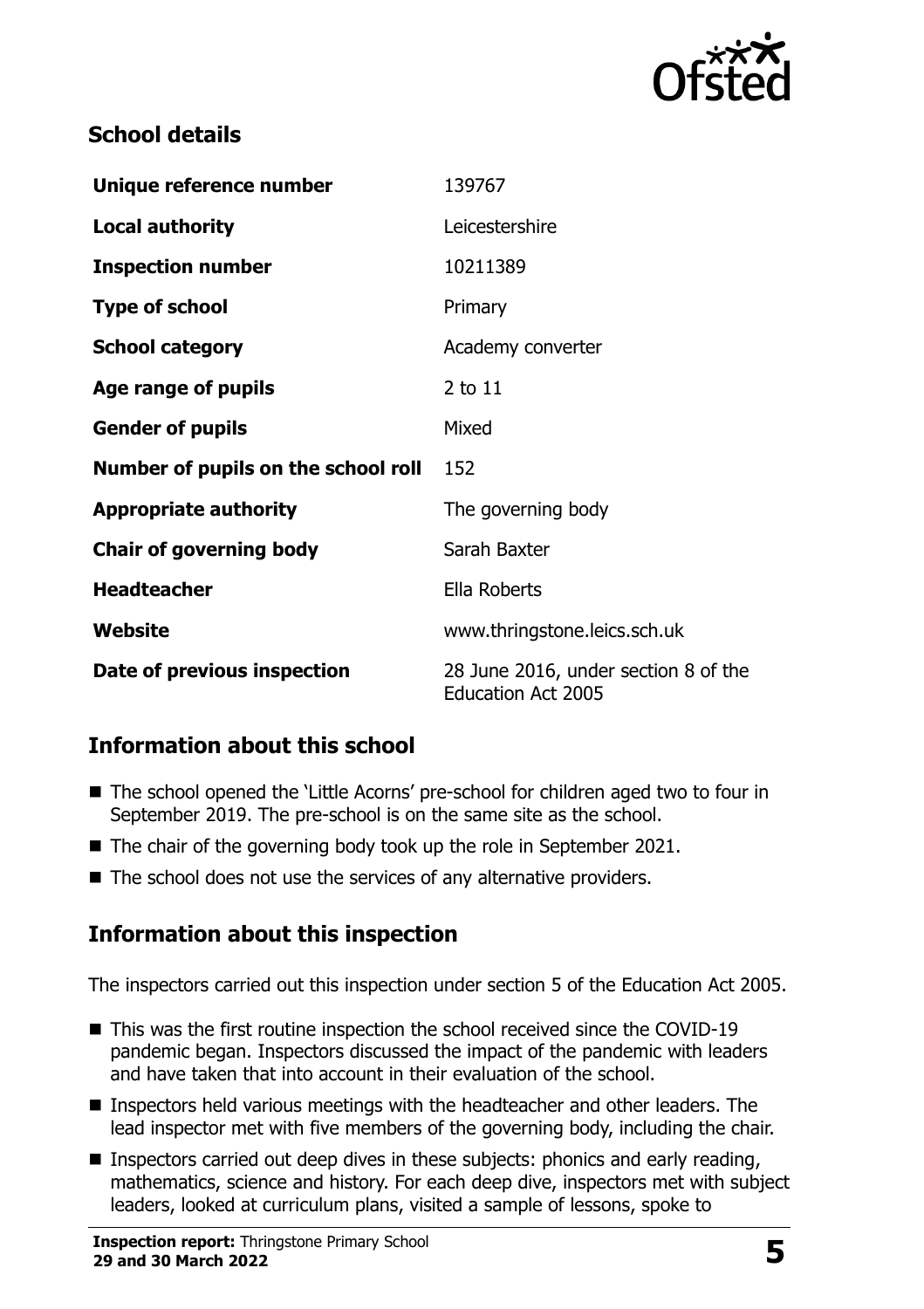## School details

| | |
|---|---|
| **Unique reference number** | 139767 |
| **Local authority** | Leicestershire |
| **Inspection number** | 10211389 |
| **Type of school** | Primary |
| **School category** | Academy converter |
| **Age range of pupils** | 2 to 11 |
| **Gender of pupils** | Mixed |
| **Number of pupils on the school roll** | 152 |
| **Appropriate authority** | The governing body |
| **Chair of governing body** | Sarah Baxter |
| **Headteacher** | Ella Roberts |
| **Website** | www.thringstone.leics.sch.uk |
| **Date of previous inspection** | 28 June 2016, under section 8 of the Education Act 2005 |

## Information about this school

- The school opened the 'Little Acorns' pre-school for children aged two to four in September 2019. The pre-school is on the same site as the school.
- The chair of the governing body took up the role in September 2021.
- The school does not use the services of any alternative providers.

## Information about this inspection

The inspectors carried out this inspection under section 5 of the Education Act 2005.

- This was the first routine inspection the school received since the COVID-19 pandemic began. Inspectors discussed the impact of the pandemic with leaders and have taken that into account in their evaluation of the school.
- Inspectors held various meetings with the headteacher and other leaders. The lead inspector met with five members of the governing body, including the chair.
- Inspectors carried out deep dives in these subjects: phonics and early reading, mathematics, science and history. For each deep dive, inspectors met with subject leaders, looked at curriculum plans, visited a sample of lessons, spoke to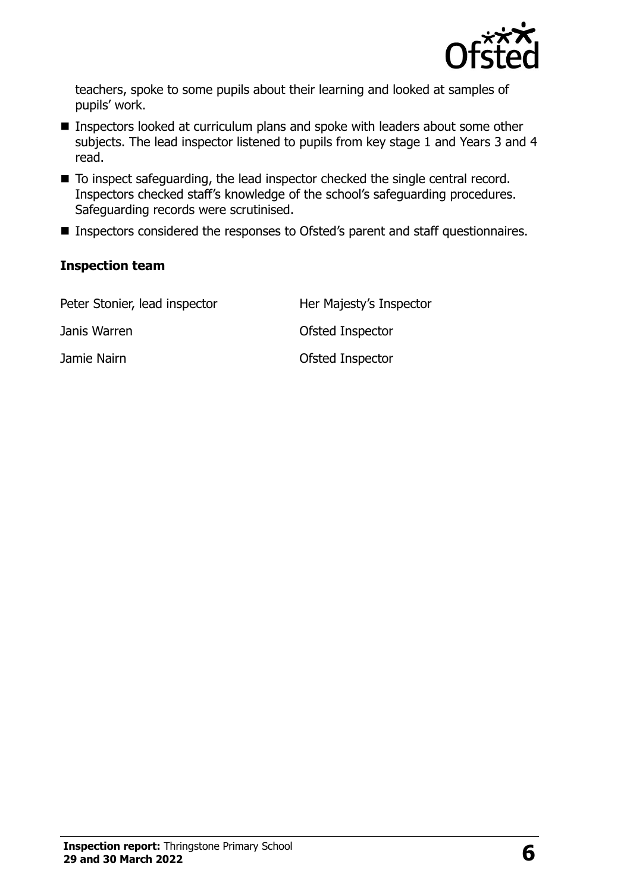teachers, spoke to some pupils about their learning and looked at samples of pupils' work.

- Inspectors looked at curriculum plans and spoke with leaders about some other subjects. The lead inspector listened to pupils from key stage 1 and Years 3 and 4 read.
- To inspect safeguarding, the lead inspector checked the single central record. Inspectors checked staff's knowledge of the school's safeguarding procedures. Safeguarding records were scrutinised.
- Inspectors considered the responses to Ofsted's parent and staff questionnaires.

### Inspection team

| | |
|---|---|
| Peter Stonier, lead inspector | Her Majesty's Inspector |
| Janis Warren | Ofsted Inspector |
| Jamie Nairn | Ofsted Inspector |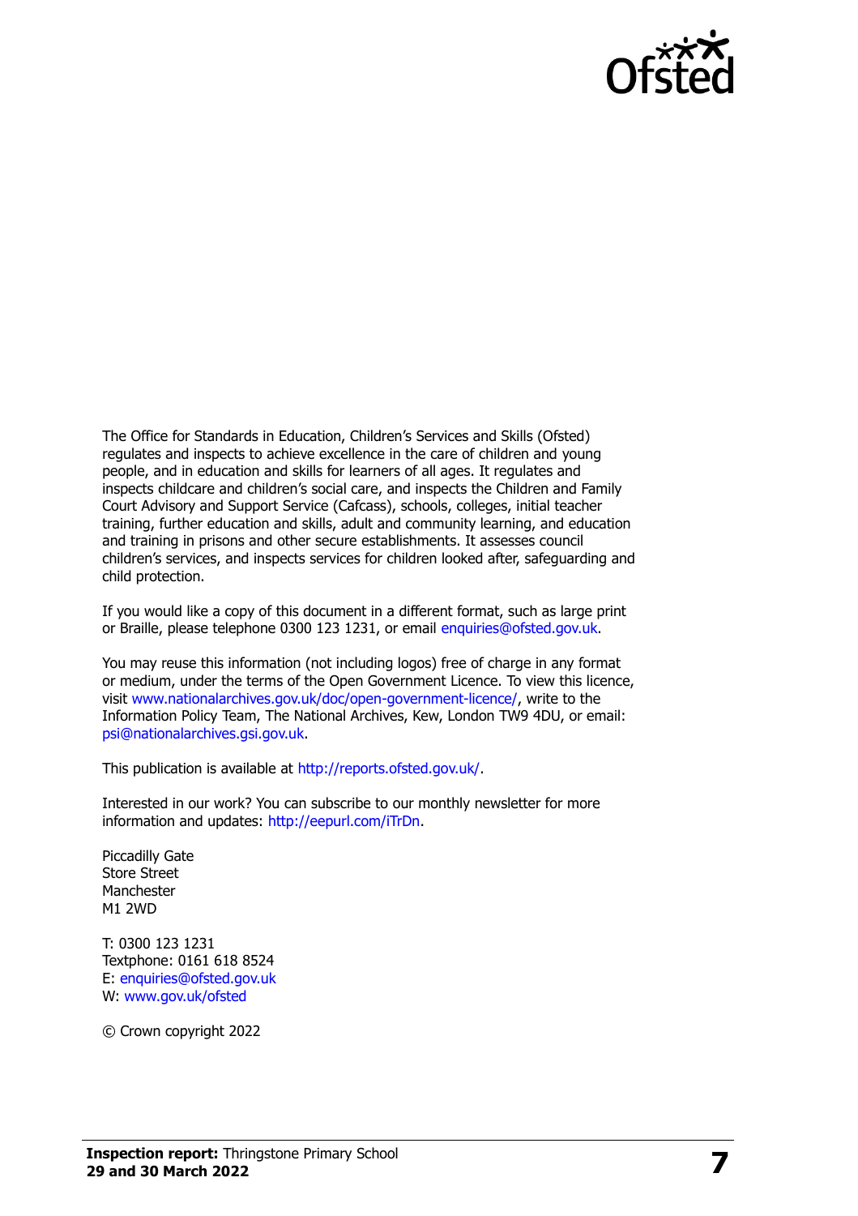The Office for Standards in Education, Children's Services and Skills (Ofsted) regulates and inspects to achieve excellence in the care of children and young people, and in education and skills for learners of all ages. It regulates and inspects childcare and children's social care, and inspects the Children and Family Court Advisory and Support Service (Cafcass), schools, colleges, initial teacher training, further education and skills, adult and community learning, and education and training in prisons and other secure establishments. It assesses council children's services, and inspects services for children looked after, safeguarding and child protection.

If you would like a copy of this document in a different format, such as large print or Braille, please telephone 0300 123 1231, or email enquiries@ofsted.gov.uk.

You may reuse this information (not including logos) free of charge in any format or medium, under the terms of the Open Government Licence. To view this licence, visit www.nationalarchives.gov.uk/doc/open-government-licence/, write to the Information Policy Team, The National Archives, Kew, London TW9 4DU, or email: psi@nationalarchives.gsi.gov.uk.

This publication is available at http://reports.ofsted.gov.uk/.

Interested in our work? You can subscribe to our monthly newsletter for more information and updates: http://eepurl.com/iTrDn.

Piccadilly Gate
Store Street
Manchester
M1 2WD

T: 0300 123 1231
Textphone: 0161 618 8524
E: enquiries@ofsted.gov.uk
W: www.gov.uk/ofsted

© Crown copyright 2022